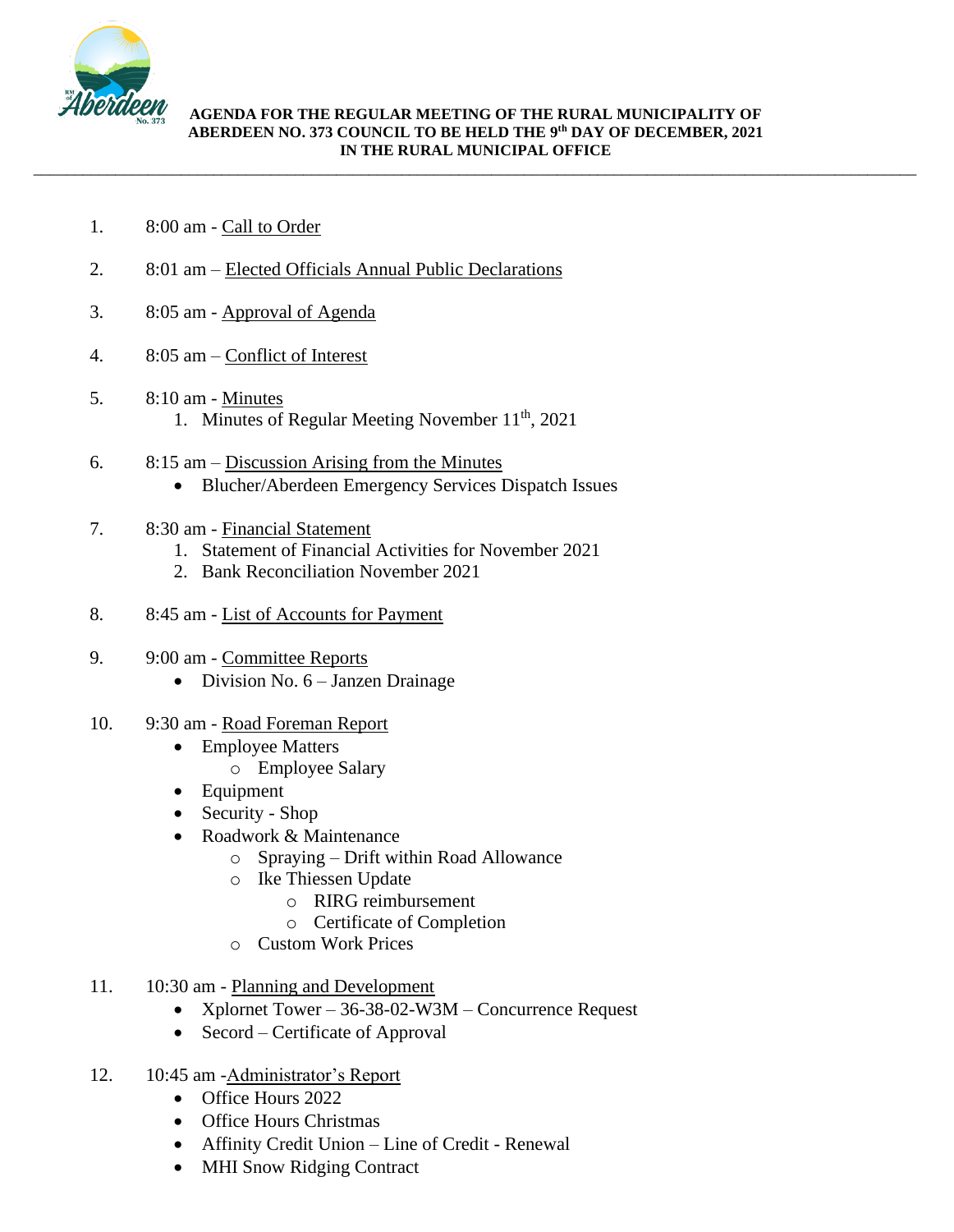**AGENDA FOR THE REGULAR MEETING OF THE RURAL MUNICIPALITY OF ABERDEEN NO. 373 COUNCIL TO BE HELD THE 9th DAY OF DECEMBER, 2021 IN THE RURAL MUNICIPAL OFFICE**

---

1. 8:00 am - Call to Order

2. 8:01 am – Elected Officials Annual Public Declarations

3. 8:05 am - Approval of Agenda

4. 8:05 am – Conflict of Interest

5. 8:10 am - Minutes
   1. Minutes of Regular Meeting November 11th, 2021

6. 8:15 am – Discussion Arising from the Minutes
   - Blucher/Aberdeen Emergency Services Dispatch Issues

7. 8:30 am - Financial Statement
   1. Statement of Financial Activities for November 2021
   2. Bank Reconciliation November 2021

8. 8:45 am - List of Accounts for Payment

9. 9:00 am - Committee Reports
   - Division No. 6 – Janzen Drainage

10. 9:30 am - Road Foreman Report
    - Employee Matters
      - Employee Salary
    - Equipment
    - Security - Shop
    - Roadwork & Maintenance
      - Spraying – Drift within Road Allowance
      - Ike Thiessen Update
        - RIRG reimbursement
        - Certificate of Completion
      - Custom Work Prices

11. 10:30 am - Planning and Development
    - Xplornet Tower – 36-38-02-W3M – Concurrence Request
    - Secord – Certificate of Approval

12. 10:45 am -Administrator's Report
    - Office Hours 2022
    - Office Hours Christmas
    - Affinity Credit Union – Line of Credit - Renewal
    - MHI Snow Ridging Contract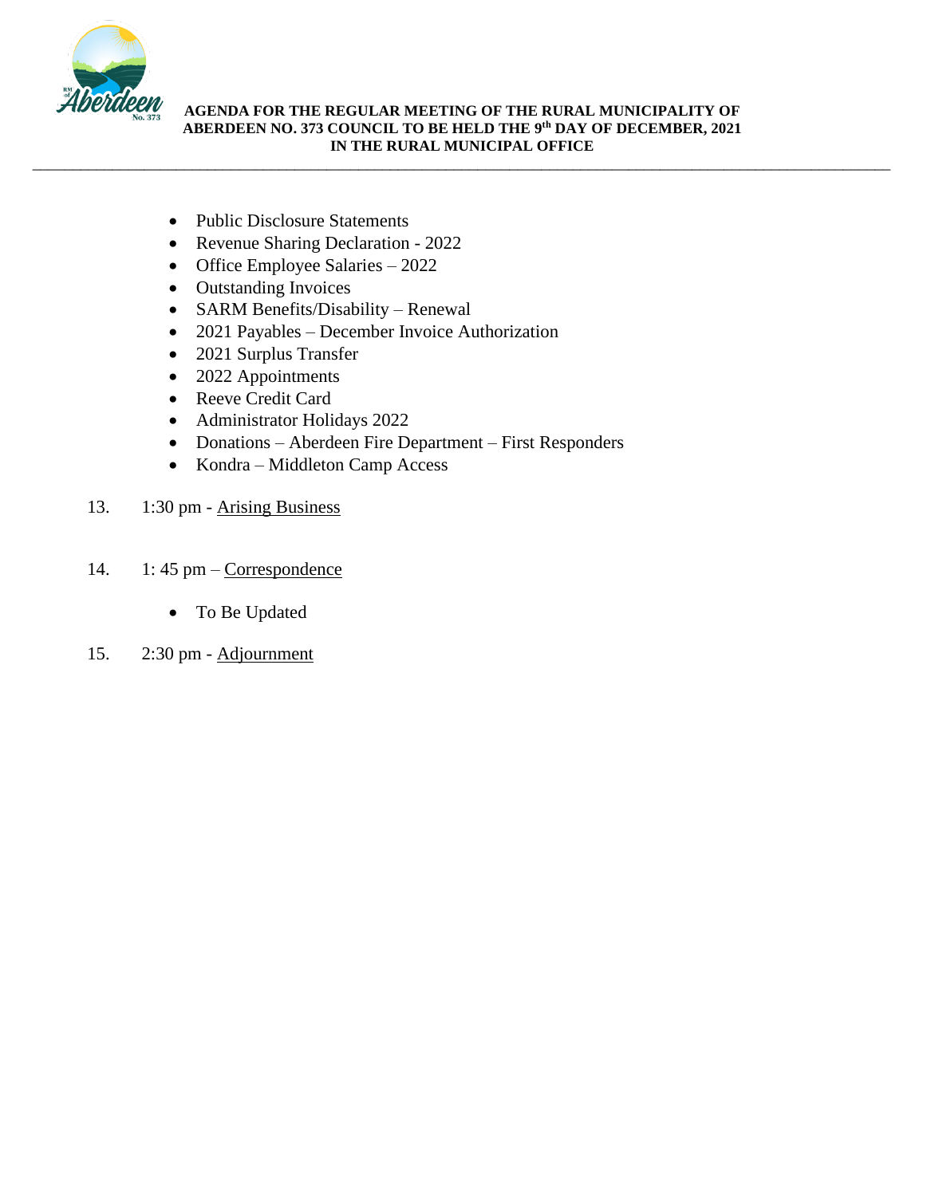**AGENDA FOR THE REGULAR MEETING OF THE RURAL MUNICIPALITY OF ABERDEEN NO. 373 COUNCIL TO BE HELD THE 9th DAY OF DECEMBER, 2021 IN THE RURAL MUNICIPAL OFFICE**

---

- Public Disclosure Statements
- Revenue Sharing Declaration - 2022
- Office Employee Salaries – 2022
- Outstanding Invoices
- SARM Benefits/Disability – Renewal
- 2021 Payables – December Invoice Authorization
- 2021 Surplus Transfer
- 2022 Appointments
- Reeve Credit Card
- Administrator Holidays 2022
- Donations – Aberdeen Fire Department – First Responders
- Kondra – Middleton Camp Access

13. 1:30 pm - Arising Business

14. 1: 45 pm – Correspondence

    - To Be Updated

15. 2:30 pm - Adjournment